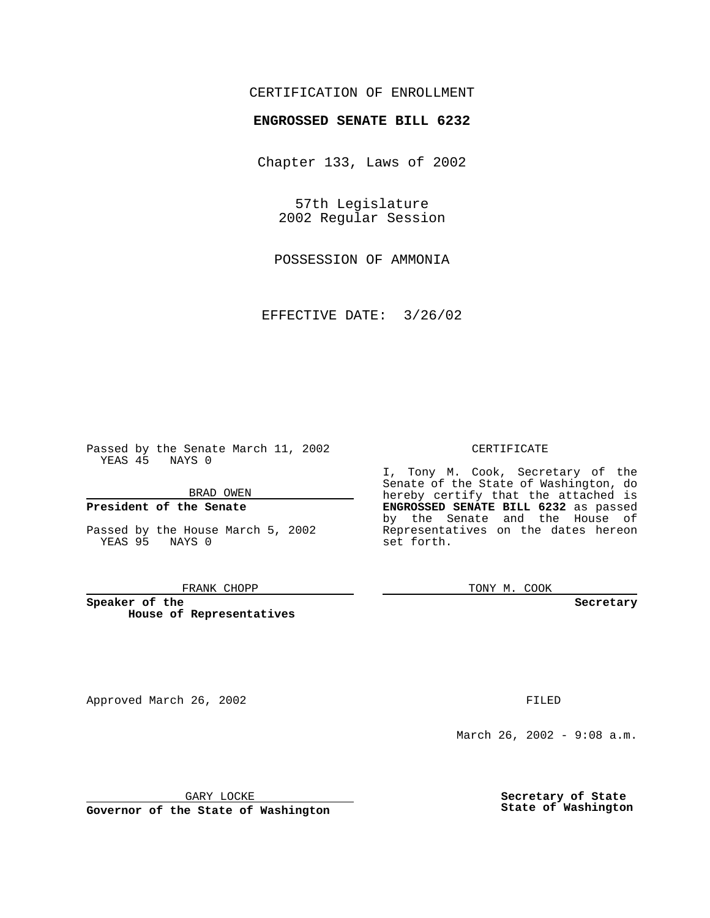CERTIFICATION OF ENROLLMENT

**ENGROSSED SENATE BILL 6232**

Chapter 133, Laws of 2002

57th Legislature
2002 Regular Session

POSSESSION OF AMMONIA

EFFECTIVE DATE: 3/26/02

Passed by the Senate March 11, 2002
YEAS 45 NAYS 0

BRAD OWEN

**President of the Senate**

Passed by the House March 5, 2002
YEAS 95 NAYS 0

FRANK CHOPP

**Speaker of the House of Representatives**

CERTIFICATE

I, Tony M. Cook, Secretary of the Senate of the State of Washington, do hereby certify that the attached is **ENGROSSED SENATE BILL 6232** as passed by the Senate and the House of Representatives on the dates hereon set forth.

TONY M. COOK

**Secretary**

Approved March 26, 2002

GARY LOCKE

**Governor of the State of Washington**

FILED

March 26, 2002 - 9:08 a.m.

**Secretary of State**
**State of Washington**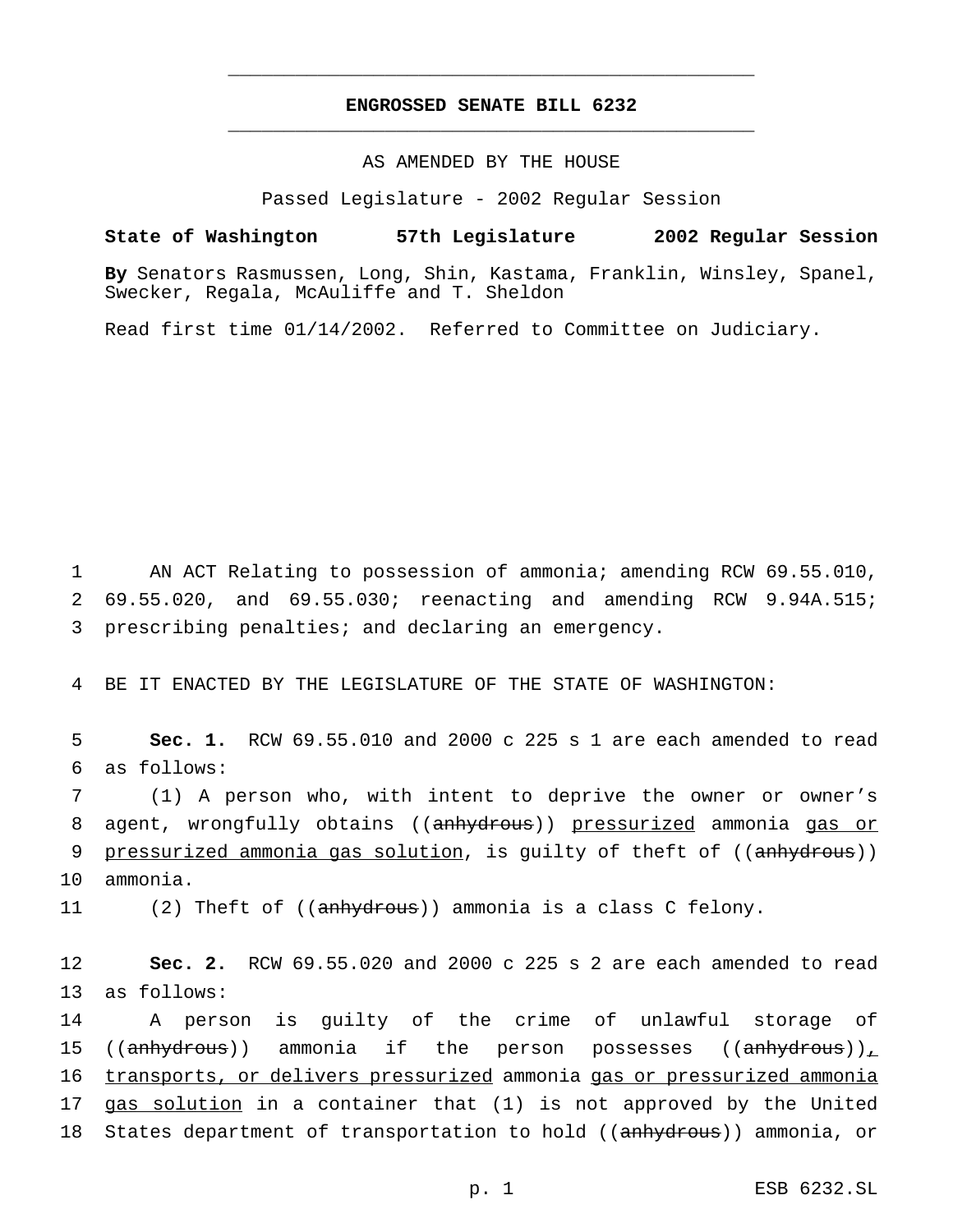**ENGROSSED SENATE BILL 6232**

AS AMENDED BY THE HOUSE

Passed Legislature - 2002 Regular Session

**State of Washington 57th Legislature 2002 Regular Session**

**By** Senators Rasmussen, Long, Shin, Kastama, Franklin, Winsley, Spanel, Swecker, Regala, McAuliffe and T. Sheldon

Read first time 01/14/2002. Referred to Committee on Judiciary.

1 AN ACT Relating to possession of ammonia; amending RCW 69.55.010,
2 69.55.020, and 69.55.030; reenacting and amending RCW 9.94A.515;
3 prescribing penalties; and declaring an emergency.

4 BE IT ENACTED BY THE LEGISLATURE OF THE STATE OF WASHINGTON:

5 **Sec. 1.** RCW 69.55.010 and 2000 c 225 s 1 are each amended to read
6 as follows:
7 (1) A person who, with intent to deprive the owner or owner's
8 agent, wrongfully obtains ((~~anhydrous~~)) <u>pressurized</u> ammonia <u>gas or</u>
9 <u>pressurized ammonia gas solution</u>, is guilty of theft of ((~~anhydrous~~))
10 ammonia.
11 (2) Theft of ((~~anhydrous~~)) ammonia is a class C felony.

12 **Sec. 2.** RCW 69.55.020 and 2000 c 225 s 2 are each amended to read
13 as follows:
14 A person is guilty of the crime of unlawful storage of
15 ((~~anhydrous~~)) ammonia if the person possesses ((~~anhydrous~~))<u>,</u>
16 <u>transports, or delivers pressurized</u> ammonia <u>gas or pressurized ammonia</u>
17 <u>gas solution</u> in a container that (1) is not approved by the United
18 States department of transportation to hold ((~~anhydrous~~)) ammonia, or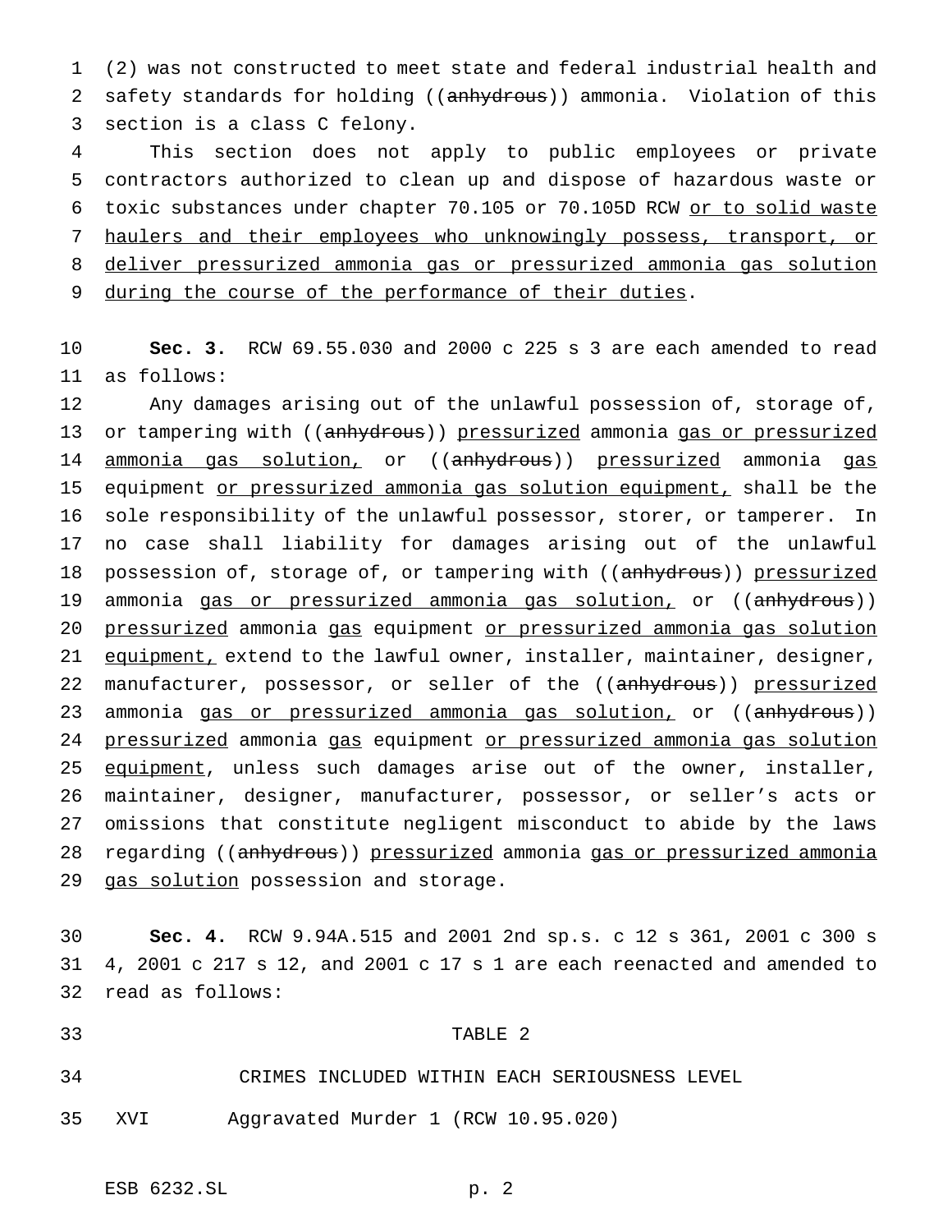(2) was not constructed to meet state and federal industrial health and safety standards for holding ((~~anhydrous~~)) ammonia. Violation of this section is a class C felony.

This section does not apply to public employees or private contractors authorized to clean up and dispose of hazardous waste or toxic substances under chapter 70.105 or 70.105D RCW <u>or to solid waste haulers and their employees who unknowingly possess, transport, or deliver pressurized ammonia gas or pressurized ammonia gas solution during the course of the performance of their duties</u>.

**Sec. 3.** RCW 69.55.030 and 2000 c 225 s 3 are each amended to read as follows:

Any damages arising out of the unlawful possession of, storage of, or tampering with ((~~anhydrous~~)) <u>pressurized</u> ammonia <u>gas or pressurized ammonia gas solution,</u> or ((~~anhydrous~~)) <u>pressurized</u> ammonia <u>gas</u> equipment <u>or pressurized ammonia gas solution equipment,</u> shall be the sole responsibility of the unlawful possessor, storer, or tamperer. In no case shall liability for damages arising out of the unlawful possession of, storage of, or tampering with ((~~anhydrous~~)) <u>pressurized</u> ammonia <u>gas or pressurized ammonia gas solution,</u> or ((~~anhydrous~~)) <u>pressurized</u> ammonia <u>gas</u> equipment <u>or pressurized ammonia gas solution equipment,</u> extend to the lawful owner, installer, maintainer, designer, manufacturer, possessor, or seller of the ((~~anhydrous~~)) <u>pressurized</u> ammonia <u>gas or pressurized ammonia gas solution,</u> or ((~~anhydrous~~)) <u>pressurized</u> ammonia <u>gas</u> equipment <u>or pressurized ammonia gas solution equipment</u>, unless such damages arise out of the owner, installer, maintainer, designer, manufacturer, possessor, or seller's acts or omissions that constitute negligent misconduct to abide by the laws regarding ((~~anhydrous~~)) <u>pressurized</u> ammonia <u>gas or pressurized ammonia gas solution</u> possession and storage.

**Sec. 4.** RCW 9.94A.515 and 2001 2nd sp.s. c 12 s 361, 2001 c 300 s 4, 2001 c 217 s 12, and 2001 c 17 s 1 are each reenacted and amended to read as follows:

TABLE 2

CRIMES INCLUDED WITHIN EACH SERIOUSNESS LEVEL

XVI Aggravated Murder 1 (RCW 10.95.020)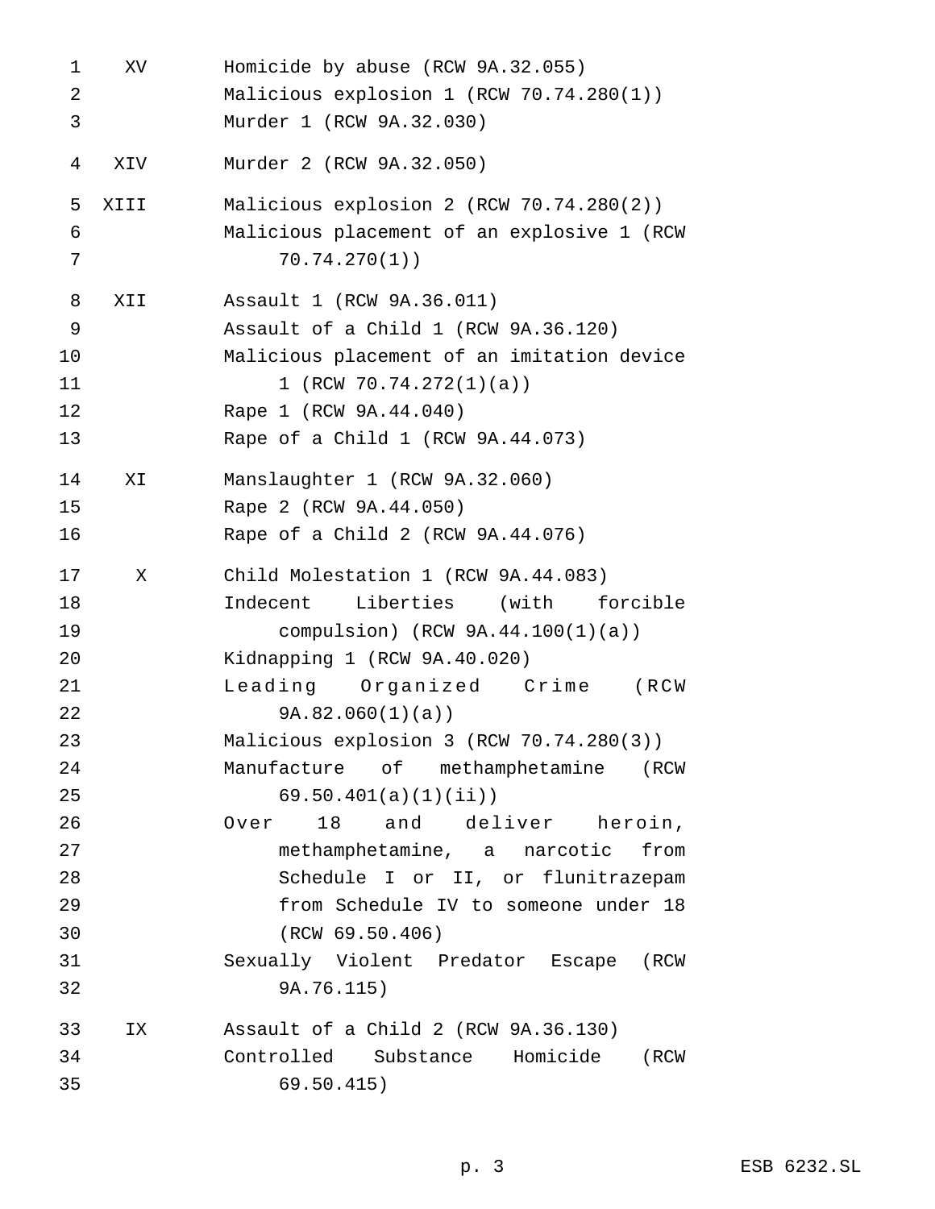| | |
|---|---|
| XV | Homicide by abuse (RCW 9A.32.055) |
| | Malicious explosion 1 (RCW 70.74.280(1)) |
| | Murder 1 (RCW 9A.32.030) |
| XIV | Murder 2 (RCW 9A.32.050) |
| XIII | Malicious explosion 2 (RCW 70.74.280(2)) |
| | Malicious placement of an explosive 1 (RCW 70.74.270(1)) |
| XII | Assault 1 (RCW 9A.36.011) |
| | Assault of a Child 1 (RCW 9A.36.120) |
| | Malicious placement of an imitation device 1 (RCW 70.74.272(1)(a)) |
| | Rape 1 (RCW 9A.44.040) |
| | Rape of a Child 1 (RCW 9A.44.073) |
| XI | Manslaughter 1 (RCW 9A.32.060) |
| | Rape 2 (RCW 9A.44.050) |
| | Rape of a Child 2 (RCW 9A.44.076) |
| X | Child Molestation 1 (RCW 9A.44.083) |
| | Indecent Liberties (with forcible compulsion) (RCW 9A.44.100(1)(a)) |
| | Kidnapping 1 (RCW 9A.40.020) |
| | Leading Organized Crime (RCW 9A.82.060(1)(a)) |
| | Malicious explosion 3 (RCW 70.74.280(3)) |
| | Manufacture of methamphetamine (RCW 69.50.401(a)(1)(ii)) |
| | Over 18 and deliver heroin, methamphetamine, a narcotic from Schedule I or II, or flunitrazepam from Schedule IV to someone under 18 (RCW 69.50.406) |
| | Sexually Violent Predator Escape (RCW 9A.76.115) |
| IX | Assault of a Child 2 (RCW 9A.36.130) |
| | Controlled Substance Homicide (RCW 69.50.415) |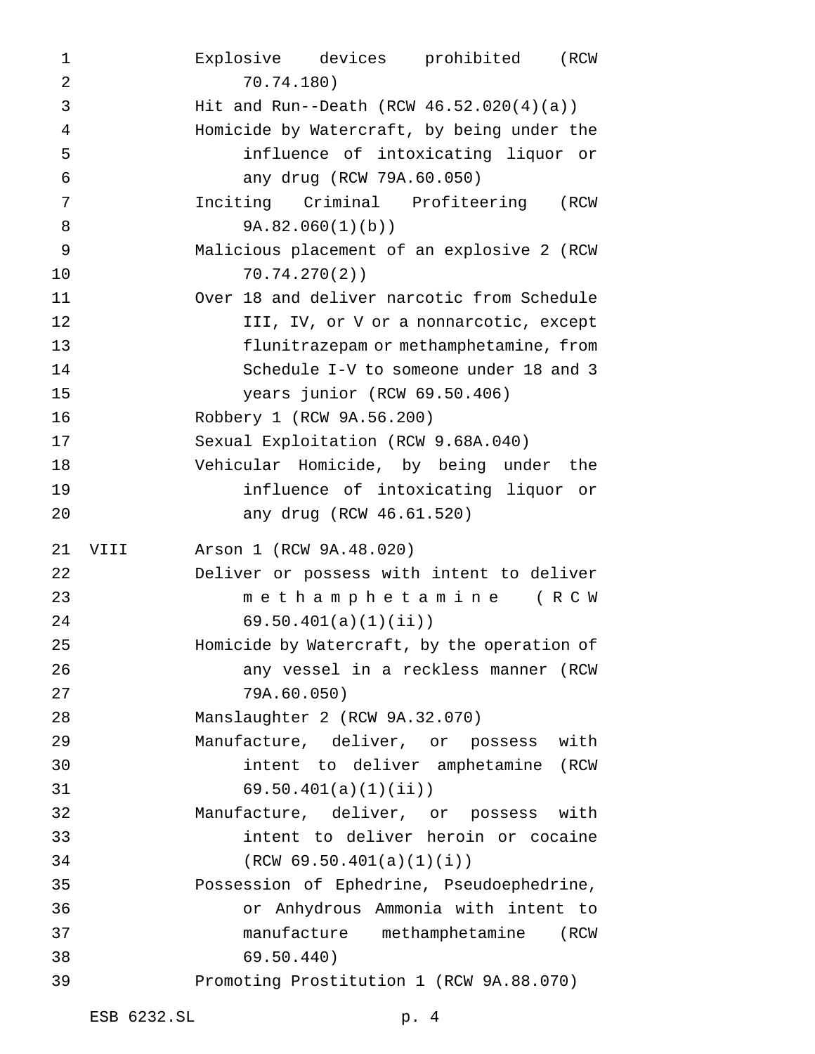| | |
|---|---|
| | Explosive devices prohibited (RCW 70.74.180) |
| | Hit and Run--Death (RCW 46.52.020(4)(a)) |
| | Homicide by Watercraft, by being under the influence of intoxicating liquor or any drug (RCW 79A.60.050) |
| | Inciting Criminal Profiteering (RCW 9A.82.060(1)(b)) |
| | Malicious placement of an explosive 2 (RCW 70.74.270(2)) |
| | Over 18 and deliver narcotic from Schedule III, IV, or V or a nonnarcotic, except flunitrazepam or methamphetamine, from Schedule I-V to someone under 18 and 3 years junior (RCW 69.50.406) |
| | Robbery 1 (RCW 9A.56.200) |
| | Sexual Exploitation (RCW 9.68A.040) |
| | Vehicular Homicide, by being under the influence of intoxicating liquor or any drug (RCW 46.61.520) |
| VIII | Arson 1 (RCW 9A.48.020) |
| | Deliver or possess with intent to deliver methamphetamine (RCW 69.50.401(a)(1)(ii)) |
| | Homicide by Watercraft, by the operation of any vessel in a reckless manner (RCW 79A.60.050) |
| | Manslaughter 2 (RCW 9A.32.070) |
| | Manufacture, deliver, or possess with intent to deliver amphetamine (RCW 69.50.401(a)(1)(ii)) |
| | Manufacture, deliver, or possess with intent to deliver heroin or cocaine (RCW 69.50.401(a)(1)(i)) |
| | Possession of Ephedrine, Pseudoephedrine, or Anhydrous Ammonia with intent to manufacture methamphetamine (RCW 69.50.440) |
| | Promoting Prostitution 1 (RCW 9A.88.070) |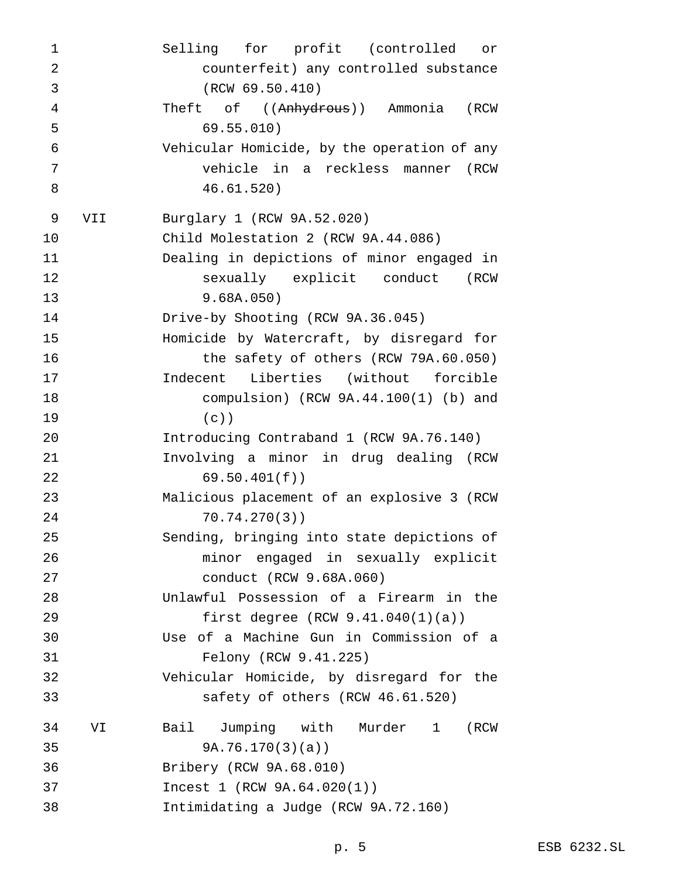| | |
|---|---|
| | Selling for profit (controlled or counterfeit) any controlled substance (RCW 69.50.410) |
| | Theft of ((~~Anhydrous~~)) Ammonia (RCW 69.55.010) |
| | Vehicular Homicide, by the operation of any vehicle in a reckless manner (RCW 46.61.520) |
| VII | Burglary 1 (RCW 9A.52.020) |
| | Child Molestation 2 (RCW 9A.44.086) |
| | Dealing in depictions of minor engaged in sexually explicit conduct (RCW 9.68A.050) |
| | Drive-by Shooting (RCW 9A.36.045) |
| | Homicide by Watercraft, by disregard for the safety of others (RCW 79A.60.050) |
| | Indecent Liberties (without forcible compulsion) (RCW 9A.44.100(1) (b) and (c)) |
| | Introducing Contraband 1 (RCW 9A.76.140) |
| | Involving a minor in drug dealing (RCW 69.50.401(f)) |
| | Malicious placement of an explosive 3 (RCW 70.74.270(3)) |
| | Sending, bringing into state depictions of minor engaged in sexually explicit conduct (RCW 9.68A.060) |
| | Unlawful Possession of a Firearm in the first degree (RCW 9.41.040(1)(a)) |
| | Use of a Machine Gun in Commission of a Felony (RCW 9.41.225) |
| | Vehicular Homicide, by disregard for the safety of others (RCW 46.61.520) |
| VI | Bail Jumping with Murder 1 (RCW 9A.76.170(3)(a)) |
| | Bribery (RCW 9A.68.010) |
| | Incest 1 (RCW 9A.64.020(1)) |
| | Intimidating a Judge (RCW 9A.72.160) |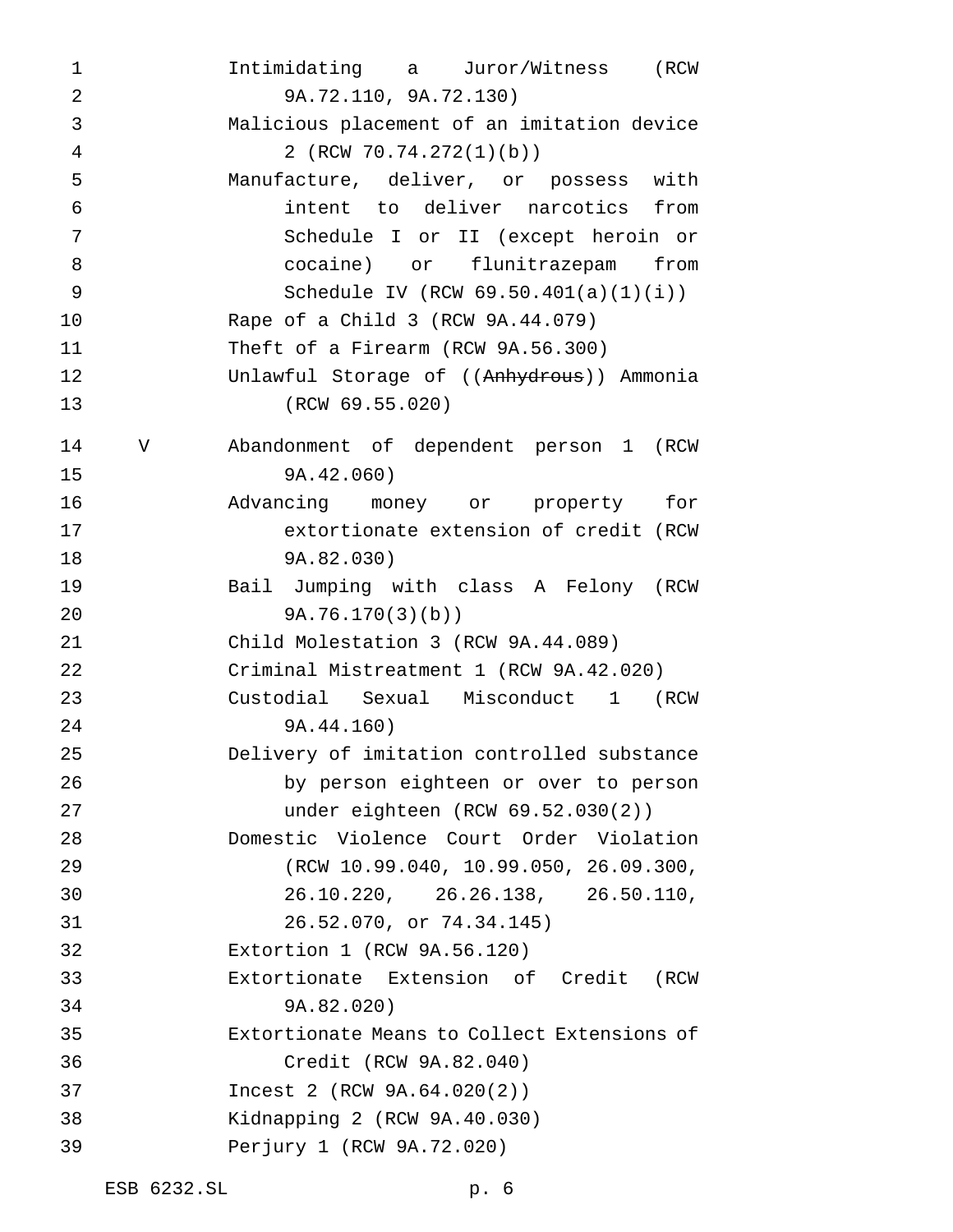Intimidating a Juror/Witness (RCW 9A.72.110, 9A.72.130)
Malicious placement of an imitation device 2 (RCW 70.74.272(1)(b))
Manufacture, deliver, or possess with intent to deliver narcotics from Schedule I or II (except heroin or cocaine) or flunitrazepam from Schedule IV (RCW 69.50.401(a)(1)(i))
Rape of a Child 3 (RCW 9A.44.079)
Theft of a Firearm (RCW 9A.56.300)
Unlawful Storage of ((~~Anhydrous~~)) Ammonia (RCW 69.55.020)

V
Abandonment of dependent person 1 (RCW 9A.42.060)
Advancing money or property for extortionate extension of credit (RCW 9A.82.030)
Bail Jumping with class A Felony (RCW 9A.76.170(3)(b))
Child Molestation 3 (RCW 9A.44.089)
Criminal Mistreatment 1 (RCW 9A.42.020)
Custodial Sexual Misconduct 1 (RCW 9A.44.160)
Delivery of imitation controlled substance by person eighteen or over to person under eighteen (RCW 69.52.030(2))
Domestic Violence Court Order Violation (RCW 10.99.040, 10.99.050, 26.09.300, 26.10.220, 26.26.138, 26.50.110, 26.52.070, or 74.34.145)
Extortion 1 (RCW 9A.56.120)
Extortionate Extension of Credit (RCW 9A.82.020)
Extortionate Means to Collect Extensions of Credit (RCW 9A.82.040)
Incest 2 (RCW 9A.64.020(2))
Kidnapping 2 (RCW 9A.40.030)
Perjury 1 (RCW 9A.72.020)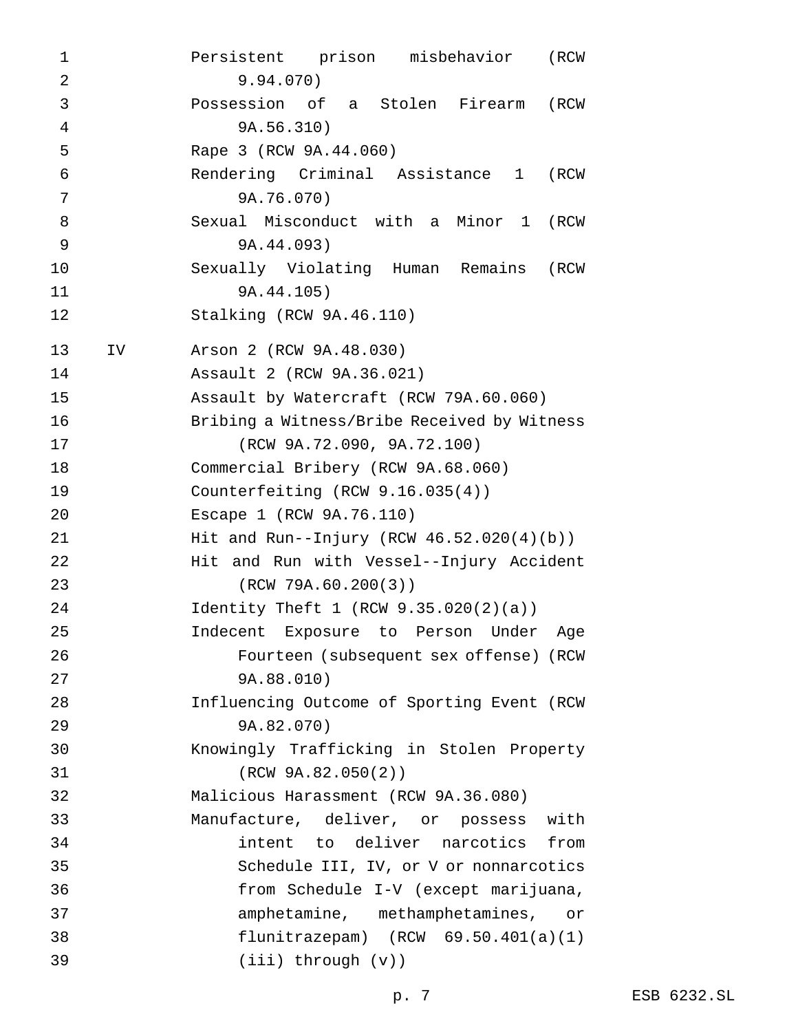| | |
|---|---|
| | Persistent prison misbehavior (RCW 9.94.070) |
| | Possession of a Stolen Firearm (RCW 9A.56.310) |
| | Rape 3 (RCW 9A.44.060) |
| | Rendering Criminal Assistance 1 (RCW 9A.76.070) |
| | Sexual Misconduct with a Minor 1 (RCW 9A.44.093) |
| | Sexually Violating Human Remains (RCW 9A.44.105) |
| | Stalking (RCW 9A.46.110) |
| IV | Arson 2 (RCW 9A.48.030) |
| | Assault 2 (RCW 9A.36.021) |
| | Assault by Watercraft (RCW 79A.60.060) |
| | Bribing a Witness/Bribe Received by Witness (RCW 9A.72.090, 9A.72.100) |
| | Commercial Bribery (RCW 9A.68.060) |
| | Counterfeiting (RCW 9.16.035(4)) |
| | Escape 1 (RCW 9A.76.110) |
| | Hit and Run--Injury (RCW 46.52.020(4)(b)) |
| | Hit and Run with Vessel--Injury Accident (RCW 79A.60.200(3)) |
| | Identity Theft 1 (RCW 9.35.020(2)(a)) |
| | Indecent Exposure to Person Under Age Fourteen (subsequent sex offense) (RCW 9A.88.010) |
| | Influencing Outcome of Sporting Event (RCW 9A.82.070) |
| | Knowingly Trafficking in Stolen Property (RCW 9A.82.050(2)) |
| | Malicious Harassment (RCW 9A.36.080) |
| | Manufacture, deliver, or possess with intent to deliver narcotics from Schedule III, IV, or V or nonnarcotics from Schedule I-V (except marijuana, amphetamine, methamphetamines, or flunitrazepam) (RCW 69.50.401(a)(1)(iii) through (v)) |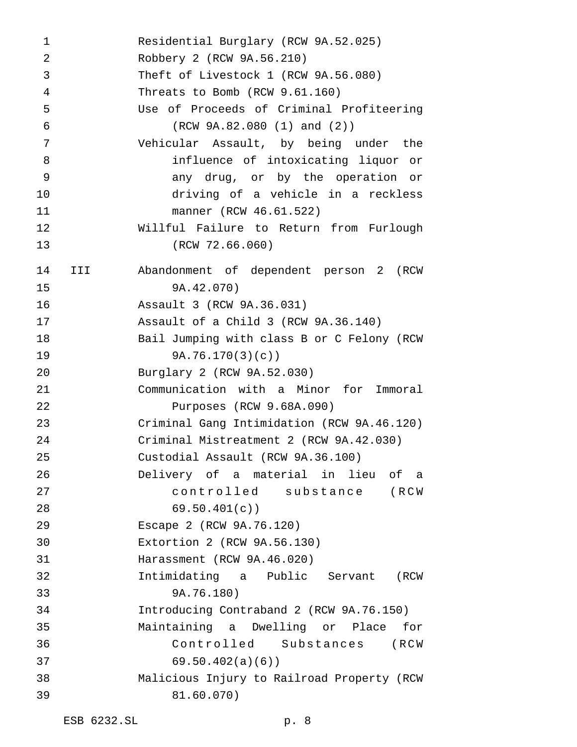| | |
|---|---|
| | Residential Burglary (RCW 9A.52.025) |
| | Robbery 2 (RCW 9A.56.210) |
| | Theft of Livestock 1 (RCW 9A.56.080) |
| | Threats to Bomb (RCW 9.61.160) |
| | Use of Proceeds of Criminal Profiteering (RCW 9A.82.080 (1) and (2)) |
| | Vehicular Assault, by being under the influence of intoxicating liquor or any drug, or by the operation or driving of a vehicle in a reckless manner (RCW 46.61.522) |
| | Willful Failure to Return from Furlough (RCW 72.66.060) |
| III | Abandonment of dependent person 2 (RCW 9A.42.070) |
| | Assault 3 (RCW 9A.36.031) |
| | Assault of a Child 3 (RCW 9A.36.140) |
| | Bail Jumping with class B or C Felony (RCW 9A.76.170(3)(c)) |
| | Burglary 2 (RCW 9A.52.030) |
| | Communication with a Minor for Immoral Purposes (RCW 9.68A.090) |
| | Criminal Gang Intimidation (RCW 9A.46.120) |
| | Criminal Mistreatment 2 (RCW 9A.42.030) |
| | Custodial Assault (RCW 9A.36.100) |
| | Delivery of a material in lieu of a controlled substance (RCW 69.50.401(c)) |
| | Escape 2 (RCW 9A.76.120) |
| | Extortion 2 (RCW 9A.56.130) |
| | Harassment (RCW 9A.46.020) |
| | Intimidating a Public Servant (RCW 9A.76.180) |
| | Introducing Contraband 2 (RCW 9A.76.150) |
| | Maintaining a Dwelling or Place for Controlled Substances (RCW 69.50.402(a)(6)) |
| | Malicious Injury to Railroad Property (RCW 81.60.070) |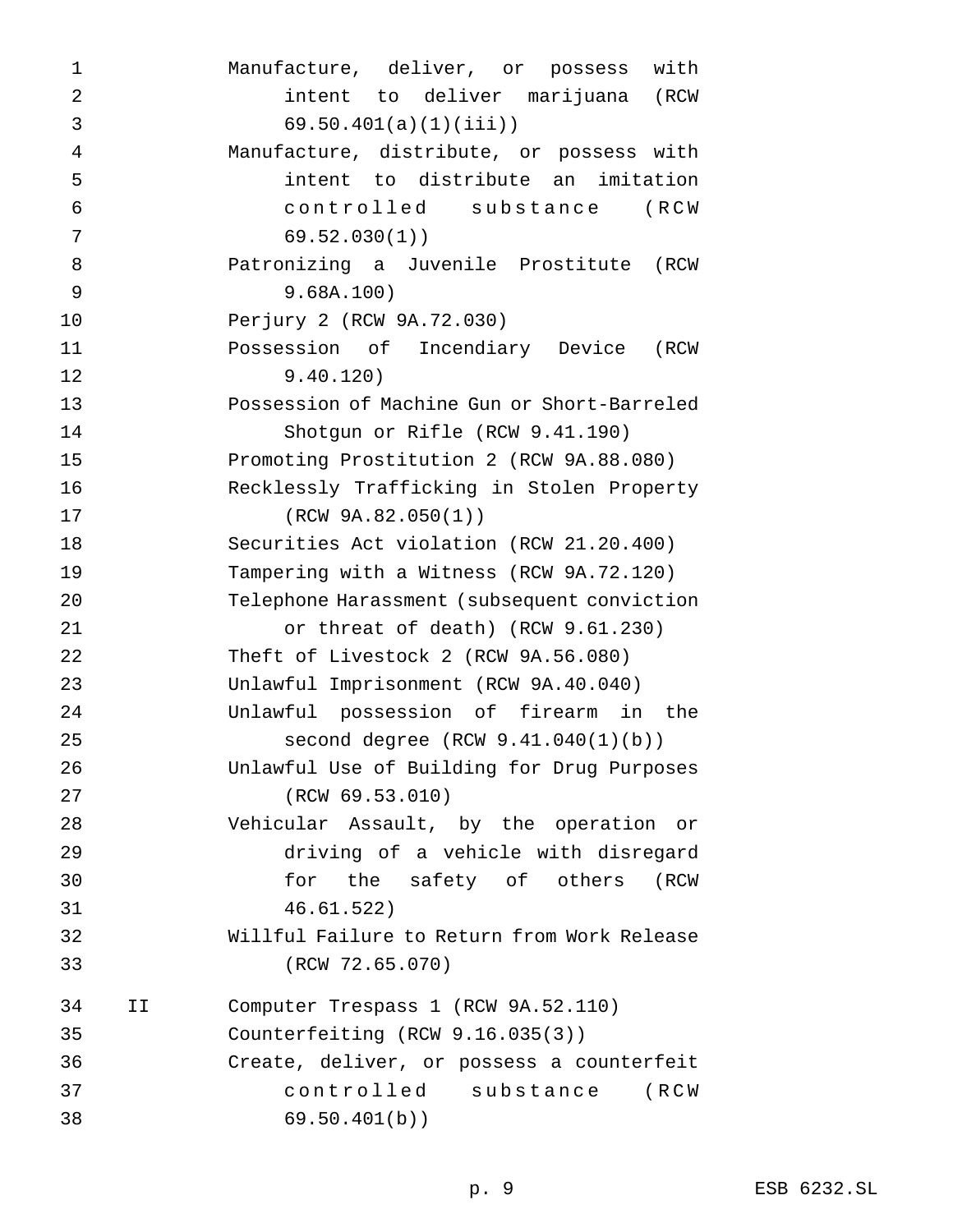Manufacture, deliver, or possess with intent to deliver marijuana (RCW 69.50.401(a)(1)(iii))

Manufacture, distribute, or possess with intent to distribute an imitation controlled substance (RCW 69.52.030(1))

Patronizing a Juvenile Prostitute (RCW 9.68A.100)

Perjury 2 (RCW 9A.72.030)

Possession of Incendiary Device (RCW 9.40.120)

Possession of Machine Gun or Short-Barreled Shotgun or Rifle (RCW 9.41.190)

Promoting Prostitution 2 (RCW 9A.88.080)

Recklessly Trafficking in Stolen Property (RCW 9A.82.050(1))

Securities Act violation (RCW 21.20.400)

Tampering with a Witness (RCW 9A.72.120)

Telephone Harassment (subsequent conviction or threat of death) (RCW 9.61.230)

Theft of Livestock 2 (RCW 9A.56.080)

Unlawful Imprisonment (RCW 9A.40.040)

Unlawful possession of firearm in the second degree (RCW 9.41.040(1)(b))

Unlawful Use of Building for Drug Purposes (RCW 69.53.010)

Vehicular Assault, by the operation or driving of a vehicle with disregard for the safety of others (RCW 46.61.522)

Willful Failure to Return from Work Release (RCW 72.65.070)

II Computer Trespass 1 (RCW 9A.52.110)

Counterfeiting (RCW 9.16.035(3))

Create, deliver, or possess a counterfeit controlled substance (RCW 69.50.401(b))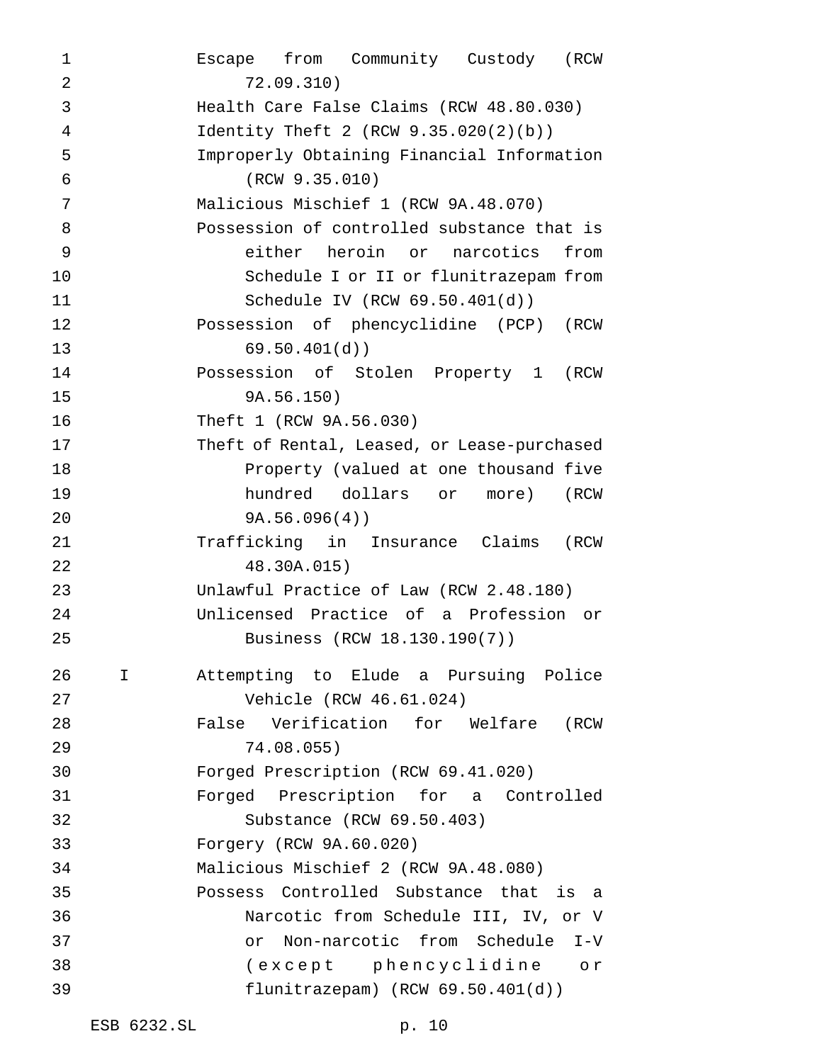Escape from Community Custody (RCW 72.09.310)

Health Care False Claims (RCW 48.80.030)

Identity Theft 2 (RCW 9.35.020(2)(b))

Improperly Obtaining Financial Information (RCW 9.35.010)

Malicious Mischief 1 (RCW 9A.48.070)

Possession of controlled substance that is either heroin or narcotics from Schedule I or II or flunitrazepam from Schedule IV (RCW 69.50.401(d))

Possession of phencyclidine (PCP) (RCW 69.50.401(d))

Possession of Stolen Property 1 (RCW 9A.56.150)

Theft 1 (RCW 9A.56.030)

Theft of Rental, Leased, or Lease-purchased Property (valued at one thousand five hundred dollars or more) (RCW 9A.56.096(4))

Trafficking in Insurance Claims (RCW 48.30A.015)

Unlawful Practice of Law (RCW 2.48.180)

Unlicensed Practice of a Profession or Business (RCW 18.130.190(7))

I Attempting to Elude a Pursuing Police Vehicle (RCW 46.61.024)

False Verification for Welfare (RCW 74.08.055)

Forged Prescription (RCW 69.41.020)

Forged Prescription for a Controlled Substance (RCW 69.50.403)

Forgery (RCW 9A.60.020)

Malicious Mischief 2 (RCW 9A.48.080)

Possess Controlled Substance that is a Narcotic from Schedule III, IV, or V or Non-narcotic from Schedule I-V (except phencyclidine or flunitrazepam) (RCW 69.50.401(d))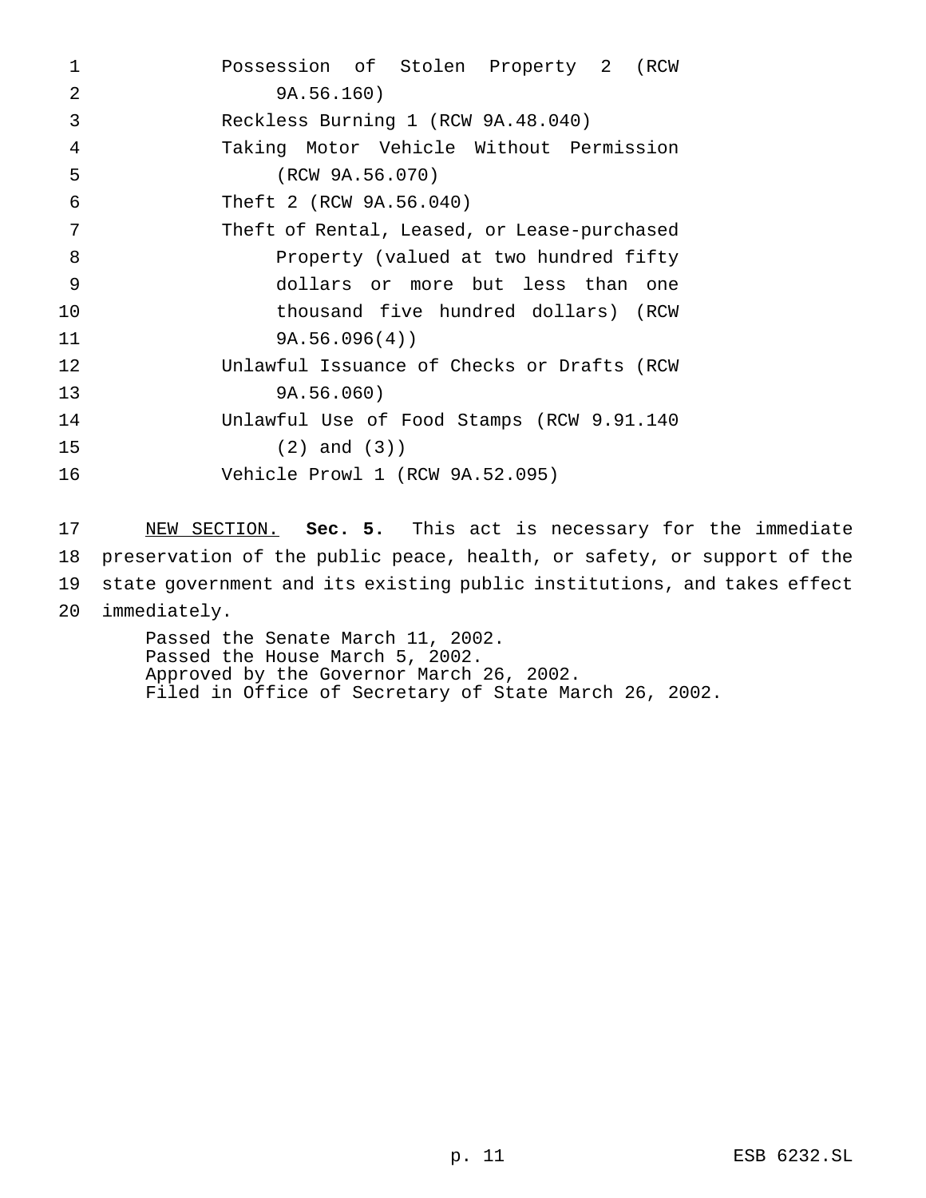Possession of Stolen Property 2 (RCW 9A.56.160)
Reckless Burning 1 (RCW 9A.48.040)
Taking Motor Vehicle Without Permission (RCW 9A.56.070)
Theft 2 (RCW 9A.56.040)
Theft of Rental, Leased, or Lease-purchased Property (valued at two hundred fifty dollars or more but less than one thousand five hundred dollars) (RCW 9A.56.096(4))
Unlawful Issuance of Checks or Drafts (RCW 9A.56.060)
Unlawful Use of Food Stamps (RCW 9.91.140 (2) and (3))
Vehicle Prowl 1 (RCW 9A.52.095)

NEW SECTION. **Sec. 5.** This act is necessary for the immediate preservation of the public peace, health, or safety, or support of the state government and its existing public institutions, and takes effect immediately.

Passed the Senate March 11, 2002.
Passed the House March 5, 2002.
Approved by the Governor March 26, 2002.
Filed in Office of Secretary of State March 26, 2002.